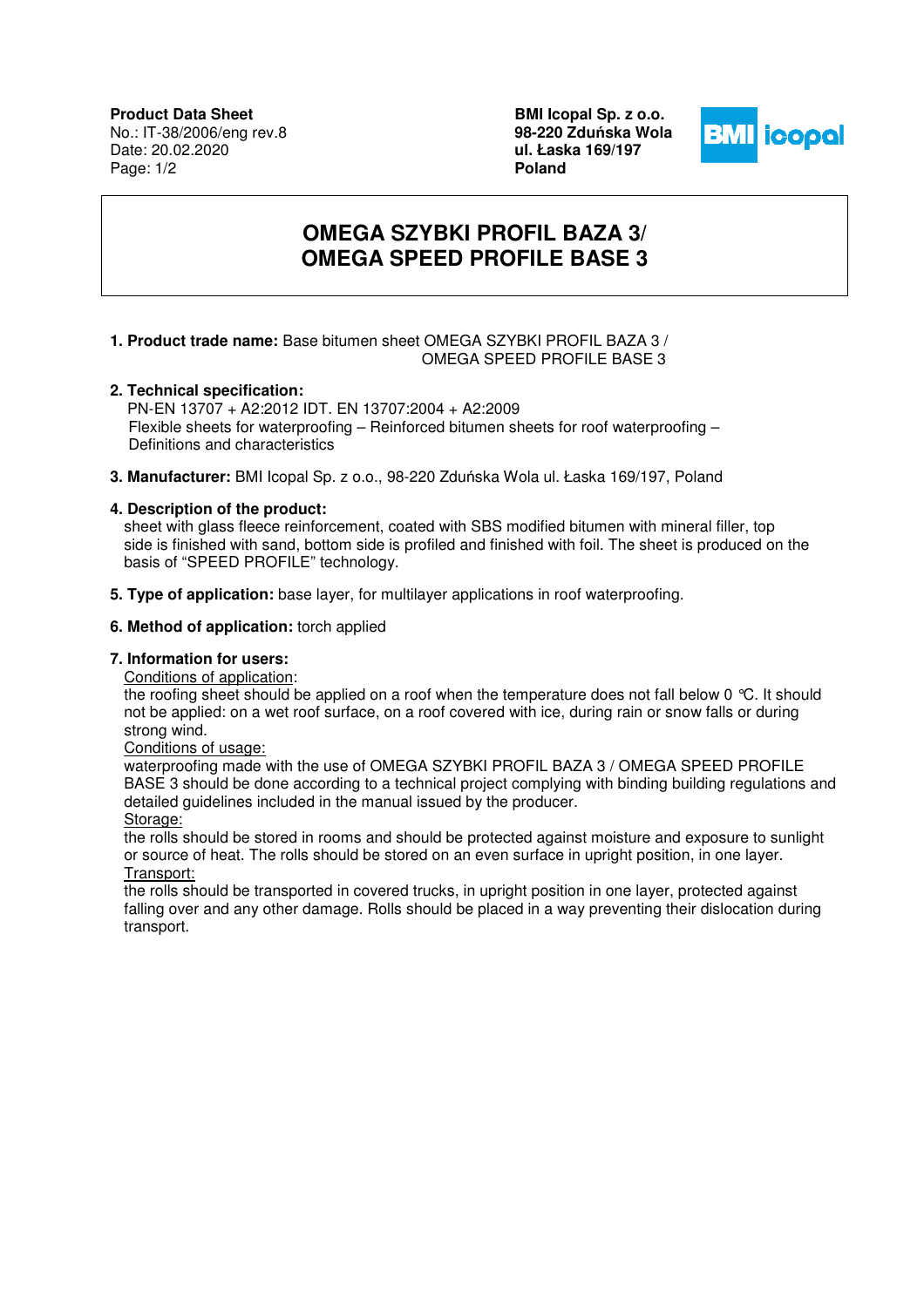**Product Data Sheet**
No.: IT-38/2006/eng rev.8
Date: 20.02.2020

**BMI Icopal Sp. z o.o.**
**98-220 Zduńska Wola**
**ul. Łaska 169/197**
**Poland**

# OMEGA SZYBKI PROFIL BAZA 3/ OMEGA SPEED PROFILE BASE 3

1. **Product trade name:** Base bitumen sheet OMEGA SZYBKI PROFIL BAZA 3 / OMEGA SPEED PROFILE BASE 3

2. **Technical specification:**
   PN-EN 13707 + A2:2012 IDT. EN 13707:2004 + A2:2009
   Flexible sheets for waterproofing – Reinforced bitumen sheets for roof waterproofing – Definitions and characteristics

3. **Manufacturer:** BMI Icopal Sp. z o.o., 98-220 Zduńska Wola ul. Łaska 169/197, Poland

4. **Description of the product:**
   sheet with glass fleece reinforcement, coated with SBS modified bitumen with mineral filler, top side is finished with sand, bottom side is profiled and finished with foil. The sheet is produced on the basis of "SPEED PROFILE" technology.

5. **Type of application:** base layer, for multilayer applications in roof waterproofing.

6. **Method of application:** torch applied

7. **Information for users:**
   Conditions of application:
   the roofing sheet should be applied on a roof when the temperature does not fall below 0 ℃. It should not be applied: on a wet roof surface, on a roof covered with ice, during rain or snow falls or during strong wind.
   Conditions of usage:
   waterproofing made with the use of OMEGA SZYBKI PROFIL BAZA 3 / OMEGA SPEED PROFILE BASE 3 should be done according to a technical project complying with binding building regulations and detailed guidelines included in the manual issued by the producer.
   Storage:
   the rolls should be stored in rooms and should be protected against moisture and exposure to sunlight or source of heat. The rolls should be stored on an even surface in upright position, in one layer.
   Transport:
   the rolls should be transported in covered trucks, in upright position in one layer, protected against falling over and any other damage. Rolls should be placed in a way preventing their dislocation during transport.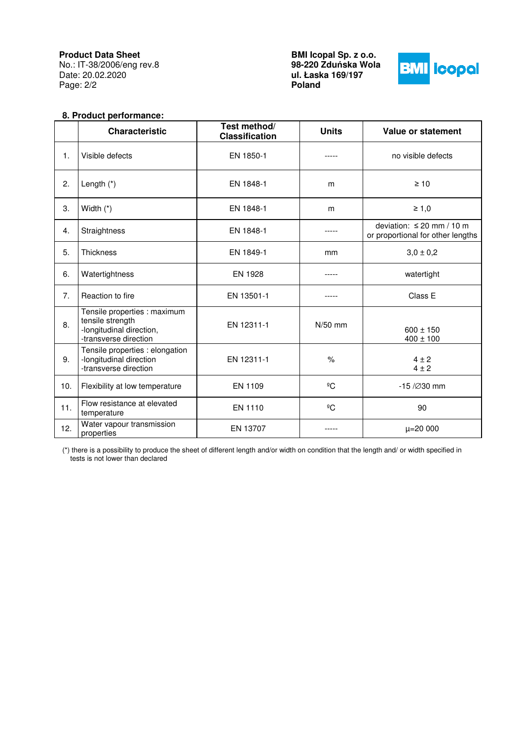## 8. Product performance:

| | Characteristic | Test method/ Classification | Units | Value or statement |
|---|---|---|---|---|
| 1. | Visible defects | EN 1850-1 | ----- | no visible defects |
| 2. | Length (*) | EN 1848-1 | m | ≥ 10 |
| 3. | Width (*) | EN 1848-1 | m | ≥ 1,0 |
| 4. | Straightness | EN 1848-1 | ----- | deviation: ≤ 20 mm / 10 m or proportional for other lengths |
| 5. | Thickness | EN 1849-1 | mm | 3,0 ± 0,2 |
| 6. | Watertightness | EN 1928 | ----- | watertight |
| 7. | Reaction to fire | EN 13501-1 | ----- | Class E |
| 8. | Tensile properties : maximum tensile strength -longitudinal direction, -transverse direction | EN 12311-1 | N/50 mm | 600 ± 150<br>400 ± 100 |
| 9. | Tensile properties : elongation -longitudinal direction -transverse direction | EN 12311-1 | % | 4 ± 2<br>4 ± 2 |
| 10. | Flexibility at low temperature | EN 1109 | ºC | -15 /∅30 mm |
| 11. | Flow resistance at elevated temperature | EN 1110 | ºC | 90 |
| 12. | Water vapour transmission properties | EN 13707 | ----- | μ=20 000 |

(*) there is a possibility to produce the sheet of different length and/or width on condition that the length and/ or width specified in tests is not lower than declared